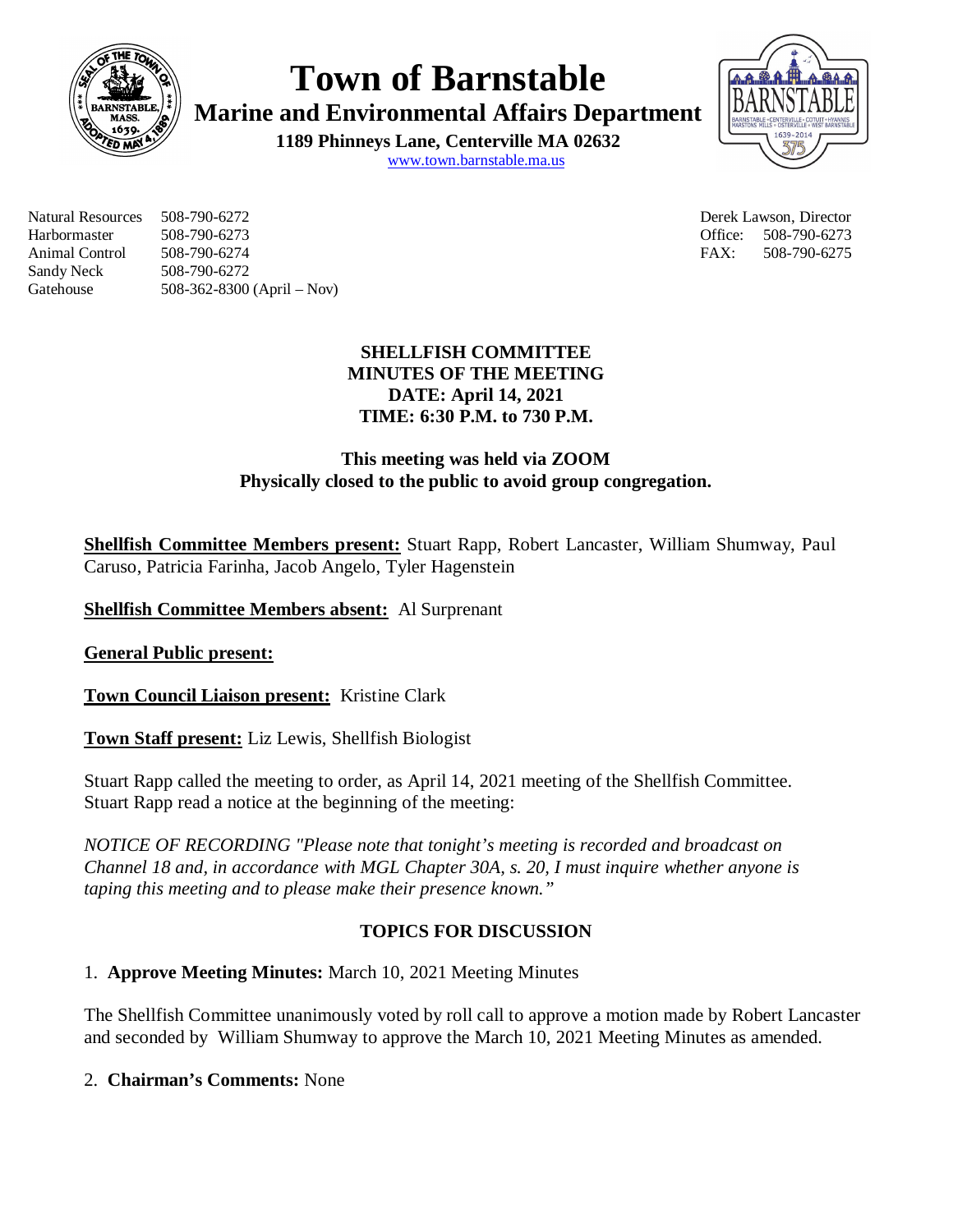# Town of Barnstable

## Marine and Environmental Affairs Department

**1189 Phinneys Lane, Centerville MA 02632**
www.town.barnstable.ma.us

| | | | |
|---|---|---|---|
| Natural Resources | 508-790-6272 | Derek Lawson, Director | |
| Harbormaster | 508-790-6273 | Office: | 508-790-6273 |
| Animal Control | 508-790-6274 | FAX: | 508-790-6275 |
| Sandy Neck | 508-790-6272 | | |
| Gatehouse | 508-362-8300 (April – Nov) | | |

**SHELLFISH COMMITTEE**
**MINUTES OF THE MEETING**
**DATE: April 14, 2021**
**TIME: 6:30 P.M. to 730 P.M.**

**This meeting was held via ZOOM**
**Physically closed to the public to avoid group congregation.**

**Shellfish Committee Members present:** Stuart Rapp, Robert Lancaster, William Shumway, Paul Caruso, Patricia Farinha, Jacob Angelo, Tyler Hagenstein

**Shellfish Committee Members absent:** Al Surprenant

**General Public present:**

**Town Council Liaison present:** Kristine Clark

**Town Staff present:** Liz Lewis, Shellfish Biologist

Stuart Rapp called the meeting to order, as April 14, 2021 meeting of the Shellfish Committee.
Stuart Rapp read a notice at the beginning of the meeting:

*NOTICE OF RECORDING "Please note that tonight's meeting is recorded and broadcast on Channel 18 and, in accordance with MGL Chapter 30A, s. 20, I must inquire whether anyone is taping this meeting and to please make their presence known."*

**TOPICS FOR DISCUSSION**

1. **Approve Meeting Minutes:** March 10, 2021 Meeting Minutes

The Shellfish Committee unanimously voted by roll call to approve a motion made by Robert Lancaster and seconded by William Shumway to approve the March 10, 2021 Meeting Minutes as amended.

2. **Chairman's Comments:** None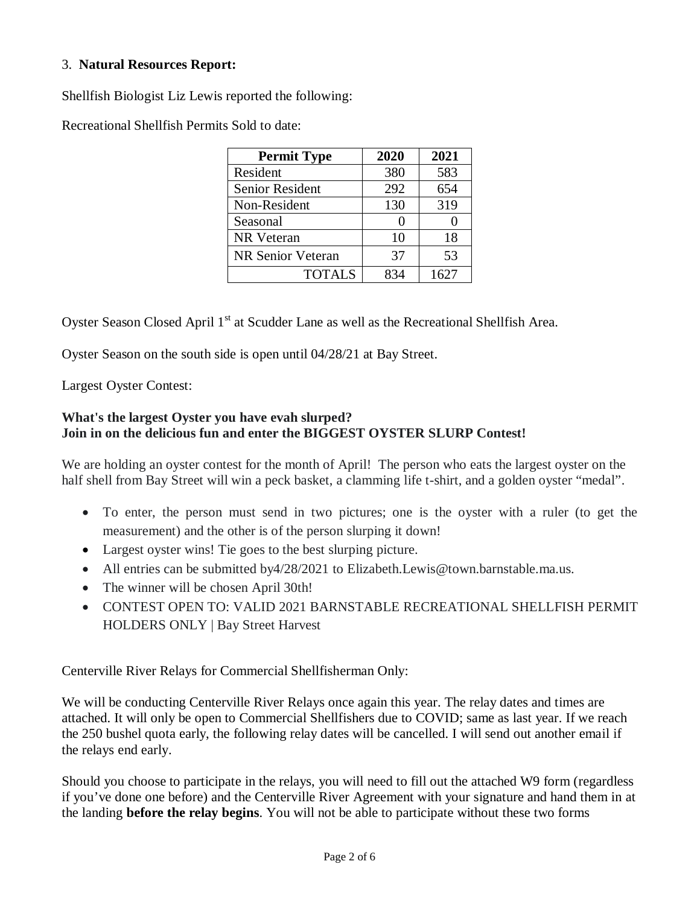3. **Natural Resources Report:**

Shellfish Biologist Liz Lewis reported the following:

Recreational Shellfish Permits Sold to date:

| Permit Type | 2020 | 2021 |
|---|---|---|
| Resident | 380 | 583 |
| Senior Resident | 292 | 654 |
| Non-Resident | 130 | 319 |
| Seasonal | 0 | 0 |
| NR Veteran | 10 | 18 |
| NR Senior Veteran | 37 | 53 |
| TOTALS | 834 | 1627 |

Oyster Season Closed April 1st at Scudder Lane as well as the Recreational Shellfish Area.

Oyster Season on the south side is open until 04/28/21 at Bay Street.

Largest Oyster Contest:

**What's the largest Oyster you have evah slurped?**
**Join in on the delicious fun and enter the BIGGEST OYSTER SLURP Contest!**

We are holding an oyster contest for the month of April! The person who eats the largest oyster on the half shell from Bay Street will win a peck basket, a clamming life t-shirt, and a golden oyster "medal".

- To enter, the person must send in two pictures; one is the oyster with a ruler (to get the measurement) and the other is of the person slurping it down!
- Largest oyster wins! Tie goes to the best slurping picture.
- All entries can be submitted by4/28/2021 to Elizabeth.Lewis@town.barnstable.ma.us.
- The winner will be chosen April 30th!
- CONTEST OPEN TO: VALID 2021 BARNSTABLE RECREATIONAL SHELLFISH PERMIT HOLDERS ONLY | Bay Street Harvest

Centerville River Relays for Commercial Shellfisherman Only:

We will be conducting Centerville River Relays once again this year. The relay dates and times are attached. It will only be open to Commercial Shellfishers due to COVID; same as last year. If we reach the 250 bushel quota early, the following relay dates will be cancelled. I will send out another email if the relays end early.

Should you choose to participate in the relays, you will need to fill out the attached W9 form (regardless if you've done one before) and the Centerville River Agreement with your signature and hand them in at the landing **before the relay begins**. You will not be able to participate without these two forms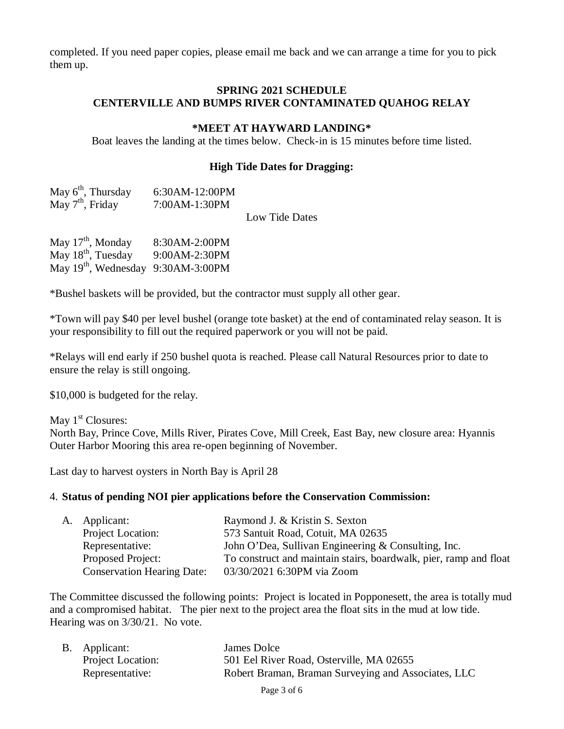completed. If you need paper copies, please email me back and we can arrange a time for you to pick them up.

**SPRING 2021 SCHEDULE**
**CENTERVILLE AND BUMPS RIVER CONTAMINATED QUAHOG RELAY**

***MEET AT HAYWARD LANDING***

Boat leaves the landing at the times below. Check-in is 15 minutes before time listed.

**High Tide Dates for Dragging:**

May 6th, Thursday 6:30AM-12:00PM
May 7th, Friday 7:00AM-1:30PM

Low Tide Dates

May 17th, Monday 8:30AM-2:00PM
May 18th, Tuesday 9:00AM-2:30PM
May 19th, Wednesday 9:30AM-3:00PM

*Bushel baskets will be provided, but the contractor must supply all other gear.

*Town will pay $40 per level bushel (orange tote basket) at the end of contaminated relay season. It is your responsibility to fill out the required paperwork or you will not be paid.

*Relays will end early if 250 bushel quota is reached. Please call Natural Resources prior to date to ensure the relay is still ongoing.

$10,000 is budgeted for the relay.

May 1st Closures:
North Bay, Prince Cove, Mills River, Pirates Cove, Mill Creek, East Bay, new closure area: Hyannis Outer Harbor Mooring this area re-open beginning of November.

Last day to harvest oysters in North Bay is April 28

4. **Status of pending NOI pier applications before the Conservation Commission:**

A. Applicant: Raymond J. & Kristin S. Sexton
   Project Location: 573 Santuit Road, Cotuit, MA 02635
   Representative: John O'Dea, Sullivan Engineering & Consulting, Inc.
   Proposed Project: To construct and maintain stairs, boardwalk, pier, ramp and float
   Conservation Hearing Date: 03/30/2021 6:30PM via Zoom

The Committee discussed the following points: Project is located in Popponesett, the area is totally mud and a compromised habitat. The pier next to the project area the float sits in the mud at low tide. Hearing was on 3/30/21. No vote.

B. Applicant: James Dolce
   Project Location: 501 Eel River Road, Osterville, MA 02655
   Representative: Robert Braman, Braman Surveying and Associates, LLC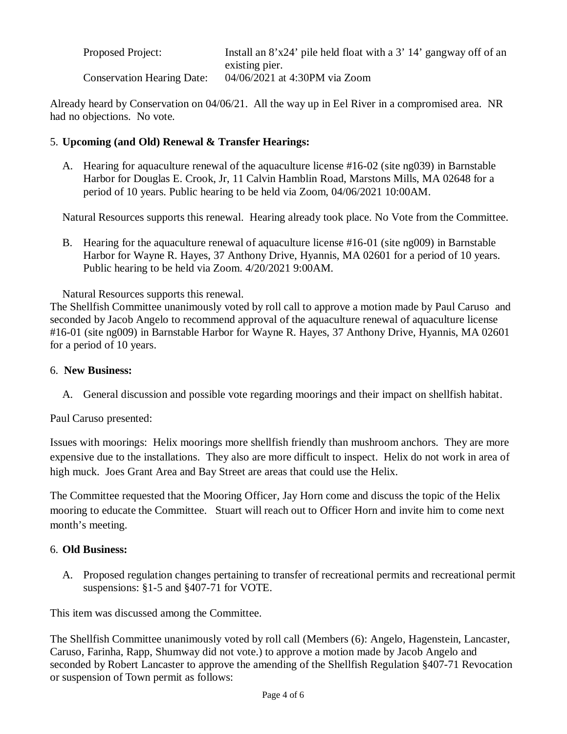| | |
|---|---|
| Proposed Project: | Install an 8'x24' pile held float with a 3' 14' gangway off of an existing pier. |
| Conservation Hearing Date: | 04/06/2021 at 4:30PM via Zoom |

Already heard by Conservation on 04/06/21. All the way up in Eel River in a compromised area. NR had no objections. No vote.

5. **Upcoming (and Old) Renewal & Transfer Hearings:**

   A. Hearing for aquaculture renewal of the aquaculture license #16-02 (site ng039) in Barnstable Harbor for Douglas E. Crook, Jr, 11 Calvin Hamblin Road, Marstons Mills, MA 02648 for a period of 10 years. Public hearing to be held via Zoom, 04/06/2021 10:00AM.

   Natural Resources supports this renewal. Hearing already took place. No Vote from the Committee.

   B. Hearing for the aquaculture renewal of aquaculture license #16-01 (site ng009) in Barnstable Harbor for Wayne R. Hayes, 37 Anthony Drive, Hyannis, MA 02601 for a period of 10 years. Public hearing to be held via Zoom. 4/20/2021 9:00AM.

   Natural Resources supports this renewal.

The Shellfish Committee unanimously voted by roll call to approve a motion made by Paul Caruso and seconded by Jacob Angelo to recommend approval of the aquaculture renewal of aquaculture license #16-01 (site ng009) in Barnstable Harbor for Wayne R. Hayes, 37 Anthony Drive, Hyannis, MA 02601 for a period of 10 years.

6. **New Business:**

   A. General discussion and possible vote regarding moorings and their impact on shellfish habitat.

Paul Caruso presented:

Issues with moorings: Helix moorings more shellfish friendly than mushroom anchors. They are more expensive due to the installations. They also are more difficult to inspect. Helix do not work in area of high muck. Joes Grant Area and Bay Street are areas that could use the Helix.

The Committee requested that the Mooring Officer, Jay Horn come and discuss the topic of the Helix mooring to educate the Committee. Stuart will reach out to Officer Horn and invite him to come next month's meeting.

6. **Old Business:**

   A. Proposed regulation changes pertaining to transfer of recreational permits and recreational permit suspensions: §1-5 and §407-71 for VOTE.

This item was discussed among the Committee.

The Shellfish Committee unanimously voted by roll call (Members (6): Angelo, Hagenstein, Lancaster, Caruso, Farinha, Rapp, Shumway did not vote.) to approve a motion made by Jacob Angelo and seconded by Robert Lancaster to approve the amending of the Shellfish Regulation §407-71 Revocation or suspension of Town permit as follows: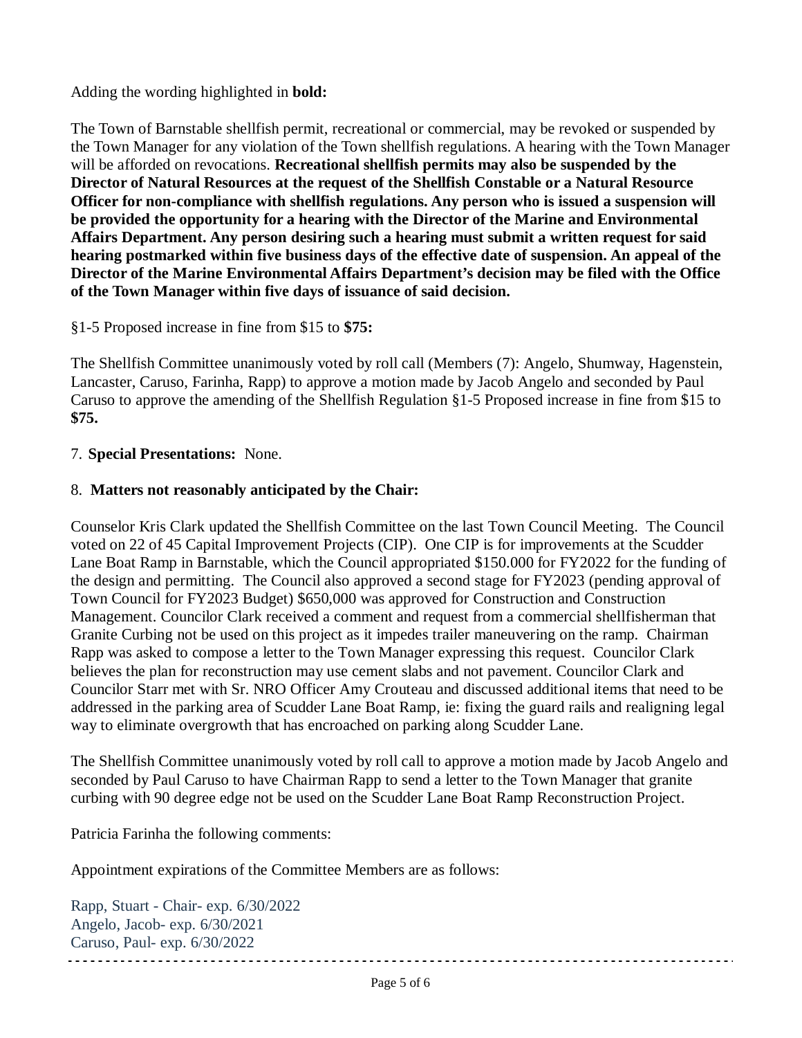Adding the wording highlighted in **bold:**

The Town of Barnstable shellfish permit, recreational or commercial, may be revoked or suspended by the Town Manager for any violation of the Town shellfish regulations. A hearing with the Town Manager will be afforded on revocations. **Recreational shellfish permits may also be suspended by the Director of Natural Resources at the request of the Shellfish Constable or a Natural Resource Officer for non-compliance with shellfish regulations. Any person who is issued a suspension will be provided the opportunity for a hearing with the Director of the Marine and Environmental Affairs Department. Any person desiring such a hearing must submit a written request for said hearing postmarked within five business days of the effective date of suspension. An appeal of the Director of the Marine Environmental Affairs Department's decision may be filed with the Office of the Town Manager within five days of issuance of said decision.**

§1-5 Proposed increase in fine from $15 to **$75:**

The Shellfish Committee unanimously voted by roll call (Members (7): Angelo, Shumway, Hagenstein, Lancaster, Caruso, Farinha, Rapp) to approve a motion made by Jacob Angelo and seconded by Paul Caruso to approve the amending of the Shellfish Regulation §1-5 Proposed increase in fine from $15 to **$75.**

7. **Special Presentations:** None.

8. **Matters not reasonably anticipated by the Chair:**

Counselor Kris Clark updated the Shellfish Committee on the last Town Council Meeting. The Council voted on 22 of 45 Capital Improvement Projects (CIP). One CIP is for improvements at the Scudder Lane Boat Ramp in Barnstable, which the Council appropriated $150.000 for FY2022 for the funding of the design and permitting. The Council also approved a second stage for FY2023 (pending approval of Town Council for FY2023 Budget) $650,000 was approved for Construction and Construction Management. Councilor Clark received a comment and request from a commercial shellfisherman that Granite Curbing not be used on this project as it impedes trailer maneuvering on the ramp. Chairman Rapp was asked to compose a letter to the Town Manager expressing this request. Councilor Clark believes the plan for reconstruction may use cement slabs and not pavement. Councilor Clark and Councilor Starr met with Sr. NRO Officer Amy Crouteau and discussed additional items that need to be addressed in the parking area of Scudder Lane Boat Ramp, ie: fixing the guard rails and realigning legal way to eliminate overgrowth that has encroached on parking along Scudder Lane.

The Shellfish Committee unanimously voted by roll call to approve a motion made by Jacob Angelo and seconded by Paul Caruso to have Chairman Rapp to send a letter to the Town Manager that granite curbing with 90 degree edge not be used on the Scudder Lane Boat Ramp Reconstruction Project.

Patricia Farinha the following comments:

Appointment expirations of the Committee Members are as follows:

Rapp, Stuart - Chair- exp. 6/30/2022
Angelo, Jacob- exp. 6/30/2021
Caruso, Paul- exp. 6/30/2022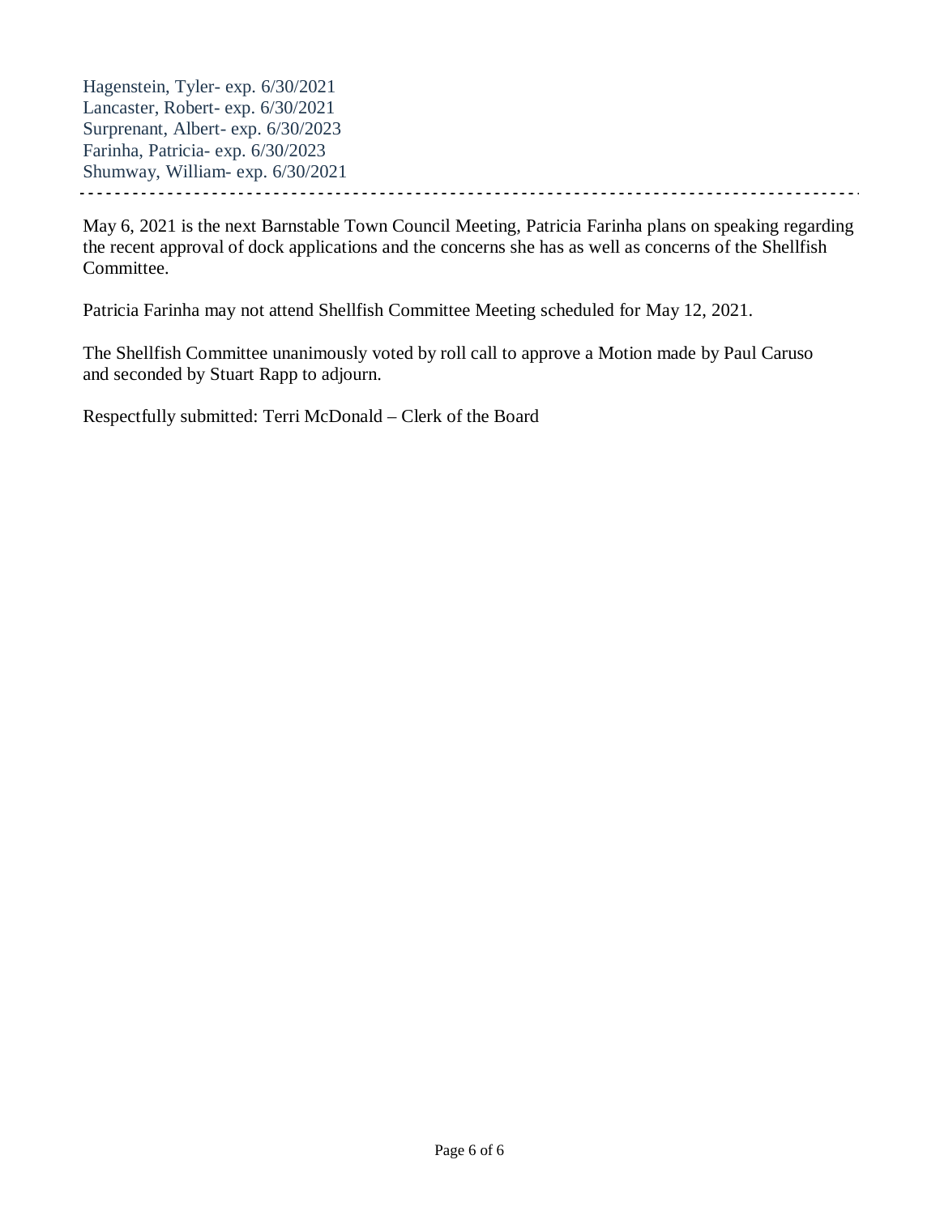Hagenstein, Tyler- exp. 6/30/2021
Lancaster, Robert- exp. 6/30/2021
Surprenant, Albert- exp. 6/30/2023
Farinha, Patricia- exp. 6/30/2023
Shumway, William- exp. 6/30/2021

---

May 6, 2021 is the next Barnstable Town Council Meeting, Patricia Farinha plans on speaking regarding the recent approval of dock applications and the concerns she has as well as concerns of the Shellfish Committee.

Patricia Farinha may not attend Shellfish Committee Meeting scheduled for May 12, 2021.

The Shellfish Committee unanimously voted by roll call to approve a Motion made by Paul Caruso and seconded by Stuart Rapp to adjourn.

Respectfully submitted: Terri McDonald – Clerk of the Board